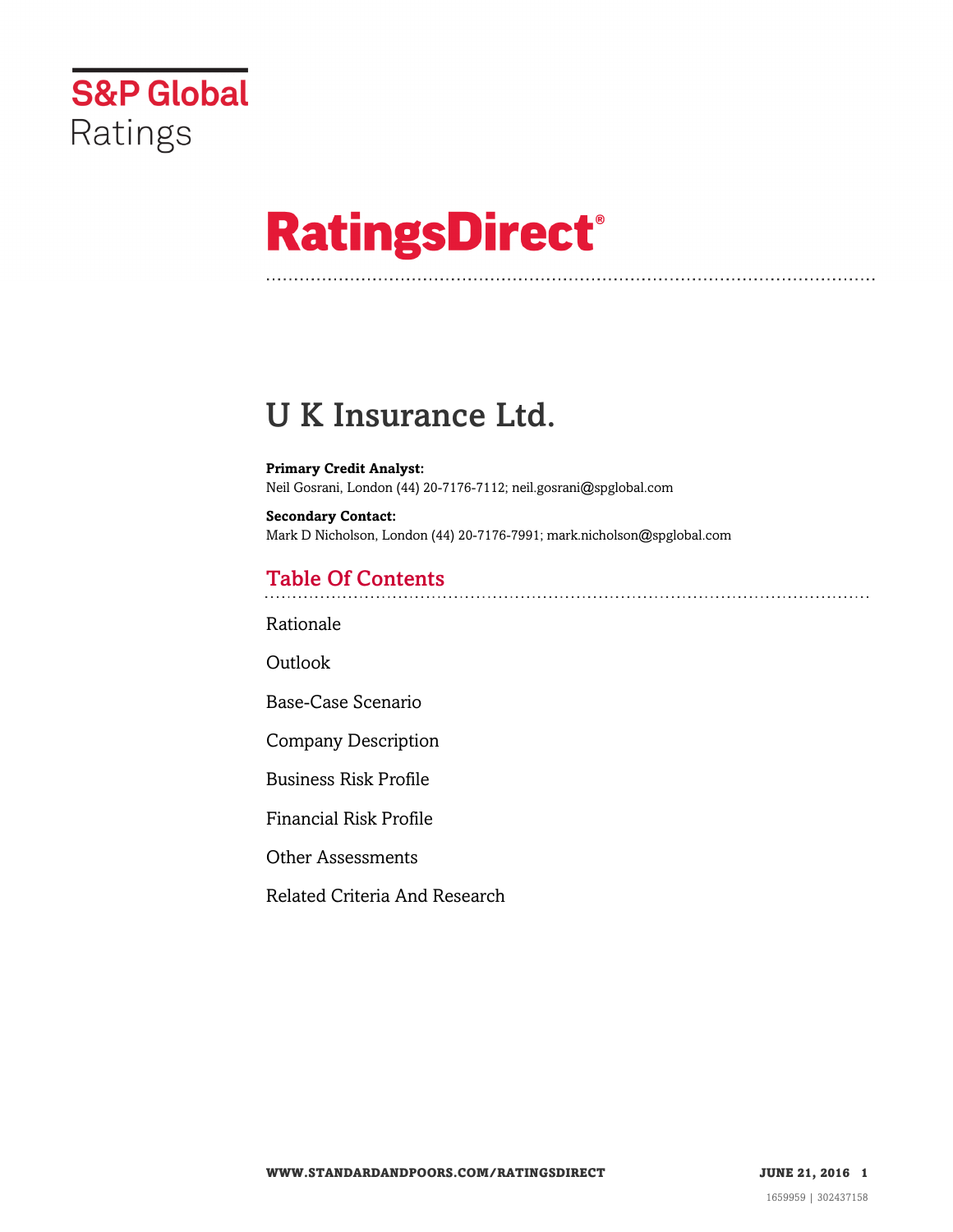S&P Global Ratings

# RatingsDirect®

# U K Insurance Ltd.

**Primary Credit Analyst:**
Neil Gosrani, London (44) 20-7176-7112; neil.gosrani@spglobal.com

**Secondary Contact:**
Mark D Nicholson, London (44) 20-7176-7991; mark.nicholson@spglobal.com

## Table Of Contents

Rationale

Outlook

Base-Case Scenario

Company Description

Business Risk Profile

Financial Risk Profile

Other Assessments

Related Criteria And Research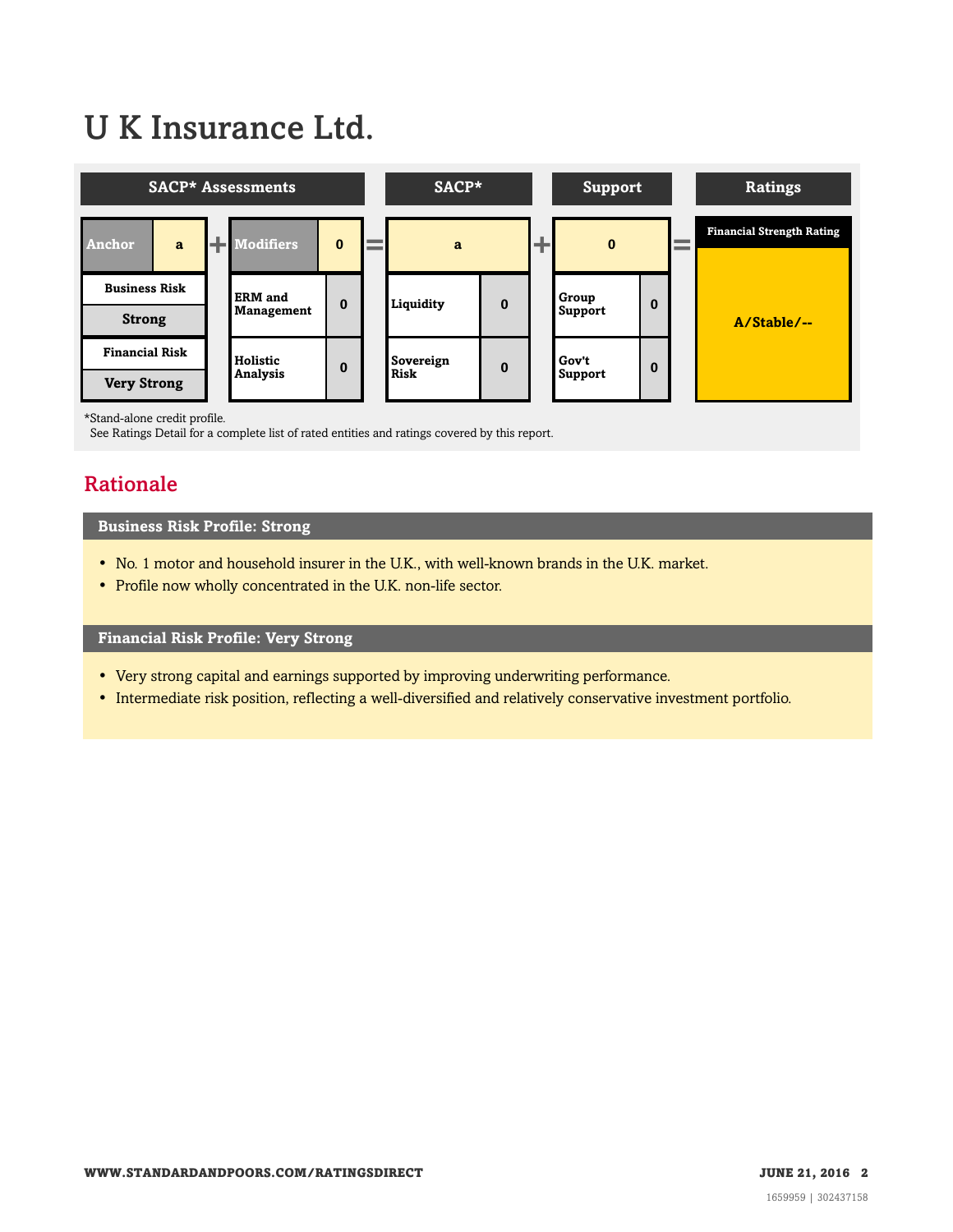# U K Insurance Ltd.

| SACP* Assessments | | | | SACP* | Support | Ratings |
|---|---|---|---|---|---|---|
| Anchor | a | Modifiers | 0 | a | 0 | Financial Strength Rating |
| Business Risk: Strong | | ERM and Management | 0 | Liquidity: 0 | Group Support: 0 | A/Stable/-- |
| Financial Risk: Very Strong | | Holistic Analysis | 0 | Sovereign Risk: 0 | Gov't Support: 0 | |

*Stand-alone credit profile.
See Ratings Detail for a complete list of rated entities and ratings covered by this report.

## Rationale

### Business Risk Profile: Strong

- No. 1 motor and household insurer in the U.K., with well-known brands in the U.K. market.
- Profile now wholly concentrated in the U.K. non-life sector.

### Financial Risk Profile: Very Strong

- Very strong capital and earnings supported by improving underwriting performance.
- Intermediate risk position, reflecting a well-diversified and relatively conservative investment portfolio.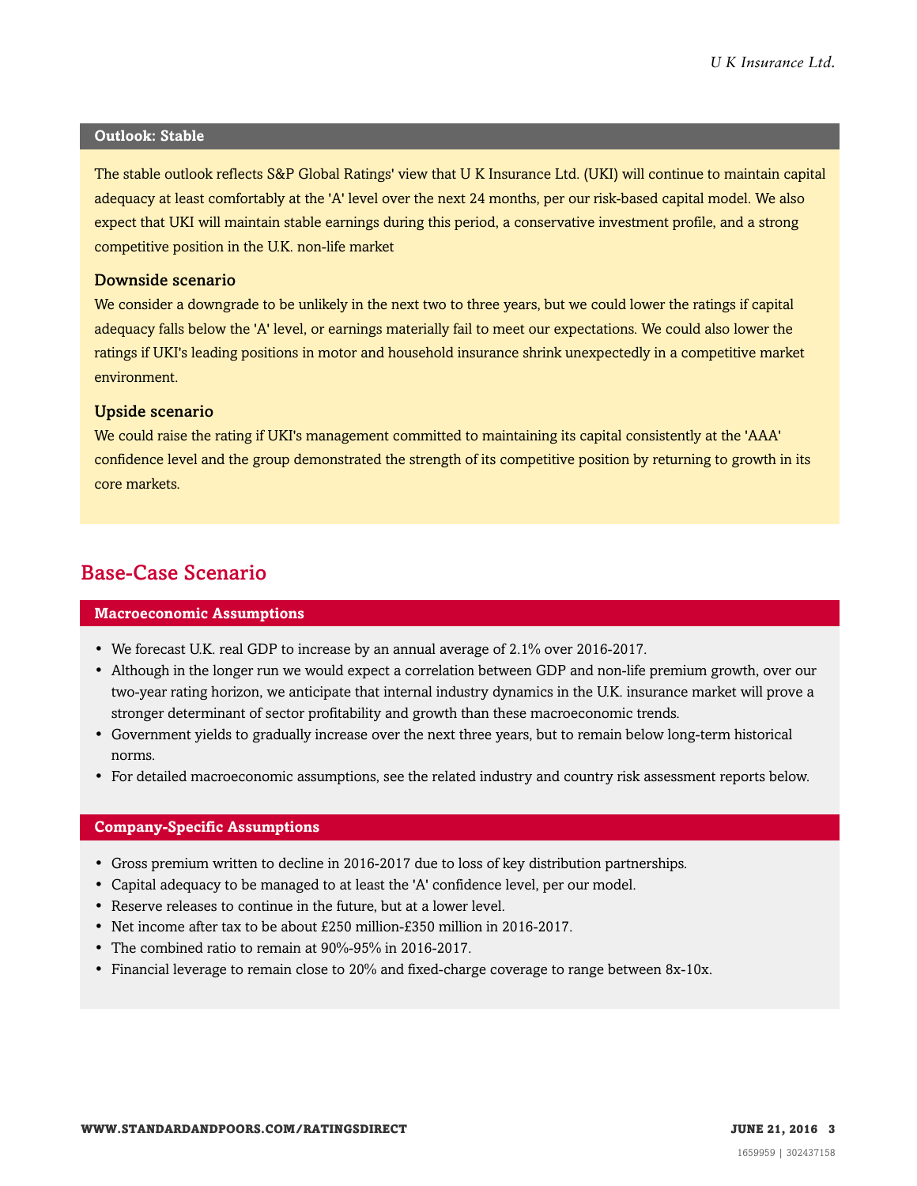### Outlook: Stable

The stable outlook reflects S&P Global Ratings' view that U K Insurance Ltd. (UKI) will continue to maintain capital adequacy at least comfortably at the 'A' level over the next 24 months, per our risk-based capital model. We also expect that UKI will maintain stable earnings during this period, a conservative investment profile, and a strong competitive position in the U.K. non-life market

#### Downside scenario

We consider a downgrade to be unlikely in the next two to three years, but we could lower the ratings if capital adequacy falls below the 'A' level, or earnings materially fail to meet our expectations. We could also lower the ratings if UKI's leading positions in motor and household insurance shrink unexpectedly in a competitive market environment.

#### Upside scenario

We could raise the rating if UKI's management committed to maintaining its capital consistently at the 'AAA' confidence level and the group demonstrated the strength of its competitive position by returning to growth in its core markets.

## Base-Case Scenario

### Macroeconomic Assumptions

- We forecast U.K. real GDP to increase by an annual average of 2.1% over 2016-2017.
- Although in the longer run we would expect a correlation between GDP and non-life premium growth, over our two-year rating horizon, we anticipate that internal industry dynamics in the U.K. insurance market will prove a stronger determinant of sector profitability and growth than these macroeconomic trends.
- Government yields to gradually increase over the next three years, but to remain below long-term historical norms.
- For detailed macroeconomic assumptions, see the related industry and country risk assessment reports below.

### Company-Specific Assumptions

- Gross premium written to decline in 2016-2017 due to loss of key distribution partnerships.
- Capital adequacy to be managed to at least the 'A' confidence level, per our model.
- Reserve releases to continue in the future, but at a lower level.
- Net income after tax to be about £250 million-£350 million in 2016-2017.
- The combined ratio to remain at 90%-95% in 2016-2017.
- Financial leverage to remain close to 20% and fixed-charge coverage to range between 8x-10x.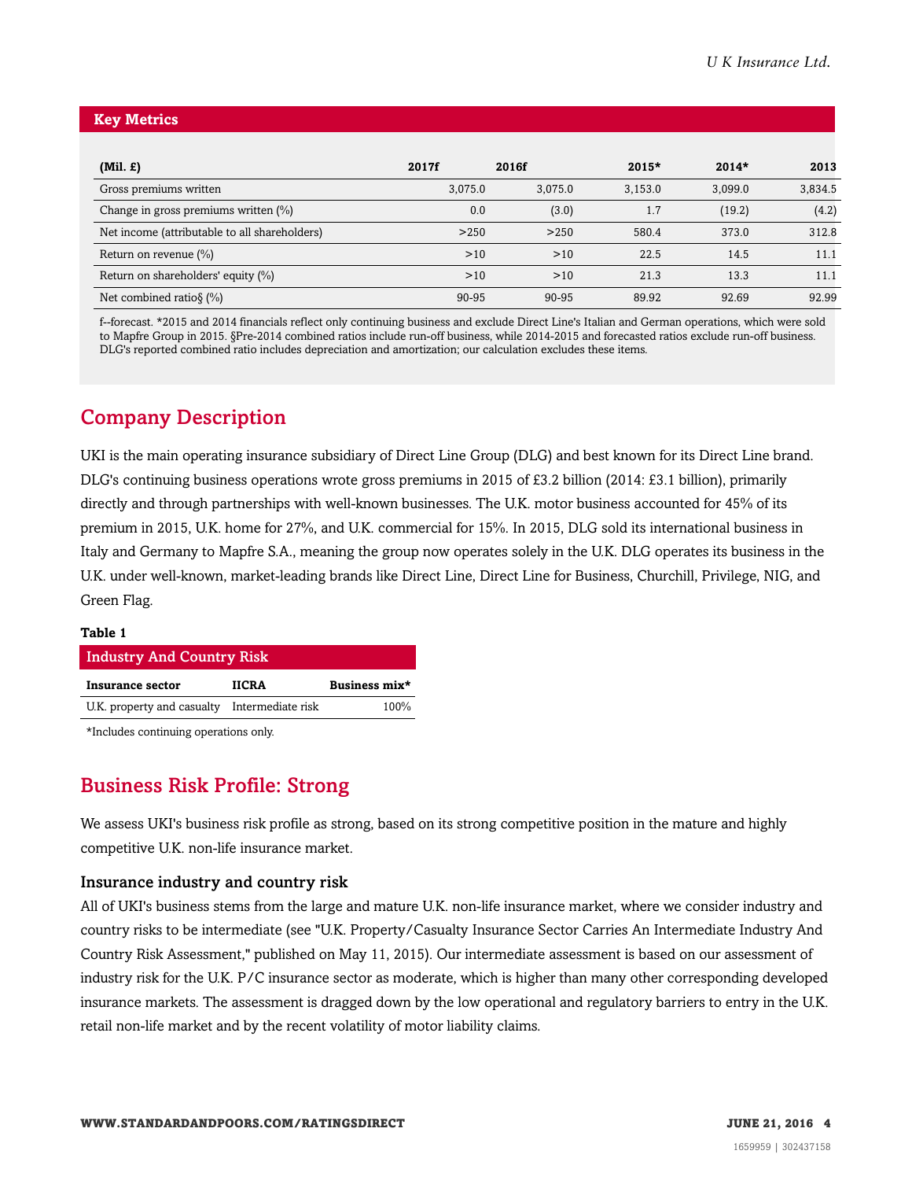## Key Metrics

| (Mil. £) | 2017f | 2016f | 2015* | 2014* | 2013 |
|---|---|---|---|---|---|
| Gross premiums written | 3,075.0 | 3,075.0 | 3,153.0 | 3,099.0 | 3,834.5 |
| Change in gross premiums written (%) | 0.0 | (3.0) | 1.7 | (19.2) | (4.2) |
| Net income (attributable to all shareholders) | >250 | >250 | 580.4 | 373.0 | 312.8 |
| Return on revenue (%) | >10 | >10 | 22.5 | 14.5 | 11.1 |
| Return on shareholders' equity (%) | >10 | >10 | 21.3 | 13.3 | 11.1 |
| Net combined ratio§ (%) | 90-95 | 90-95 | 89.92 | 92.69 | 92.99 |

f--forecast. *2015 and 2014 financials reflect only continuing business and exclude Direct Line's Italian and German operations, which were sold to Mapfre Group in 2015. §Pre-2014 combined ratios include run-off business, while 2014-2015 and forecasted ratios exclude run-off business. DLG's reported combined ratio includes depreciation and amortization; our calculation excludes these items.

## Company Description

UKI is the main operating insurance subsidiary of Direct Line Group (DLG) and best known for its Direct Line brand. DLG's continuing business operations wrote gross premiums in 2015 of £3.2 billion (2014: £3.1 billion), primarily directly and through partnerships with well-known businesses. The U.K. motor business accounted for 45% of its premium in 2015, U.K. home for 27%, and U.K. commercial for 15%. In 2015, DLG sold its international business in Italy and Germany to Mapfre S.A., meaning the group now operates solely in the U.K. DLG operates its business in the U.K. under well-known, market-leading brands like Direct Line, Direct Line for Business, Churchill, Privilege, NIG, and Green Flag.

**Table 1**

**Industry And Country Risk**

| Insurance sector | IICRA | Business mix* |
|---|---|---|
| U.K. property and casualty | Intermediate risk | 100% |

*Includes continuing operations only.

## Business Risk Profile: Strong

We assess UKI's business risk profile as strong, based on its strong competitive position in the mature and highly competitive U.K. non-life insurance market.

### Insurance industry and country risk

All of UKI's business stems from the large and mature U.K. non-life insurance market, where we consider industry and country risks to be intermediate (see "U.K. Property/Casualty Insurance Sector Carries An Intermediate Industry And Country Risk Assessment," published on May 11, 2015). Our intermediate assessment is based on our assessment of industry risk for the U.K. P/C insurance sector as moderate, which is higher than many other corresponding developed insurance markets. The assessment is dragged down by the low operational and regulatory barriers to entry in the U.K. retail non-life market and by the recent volatility of motor liability claims.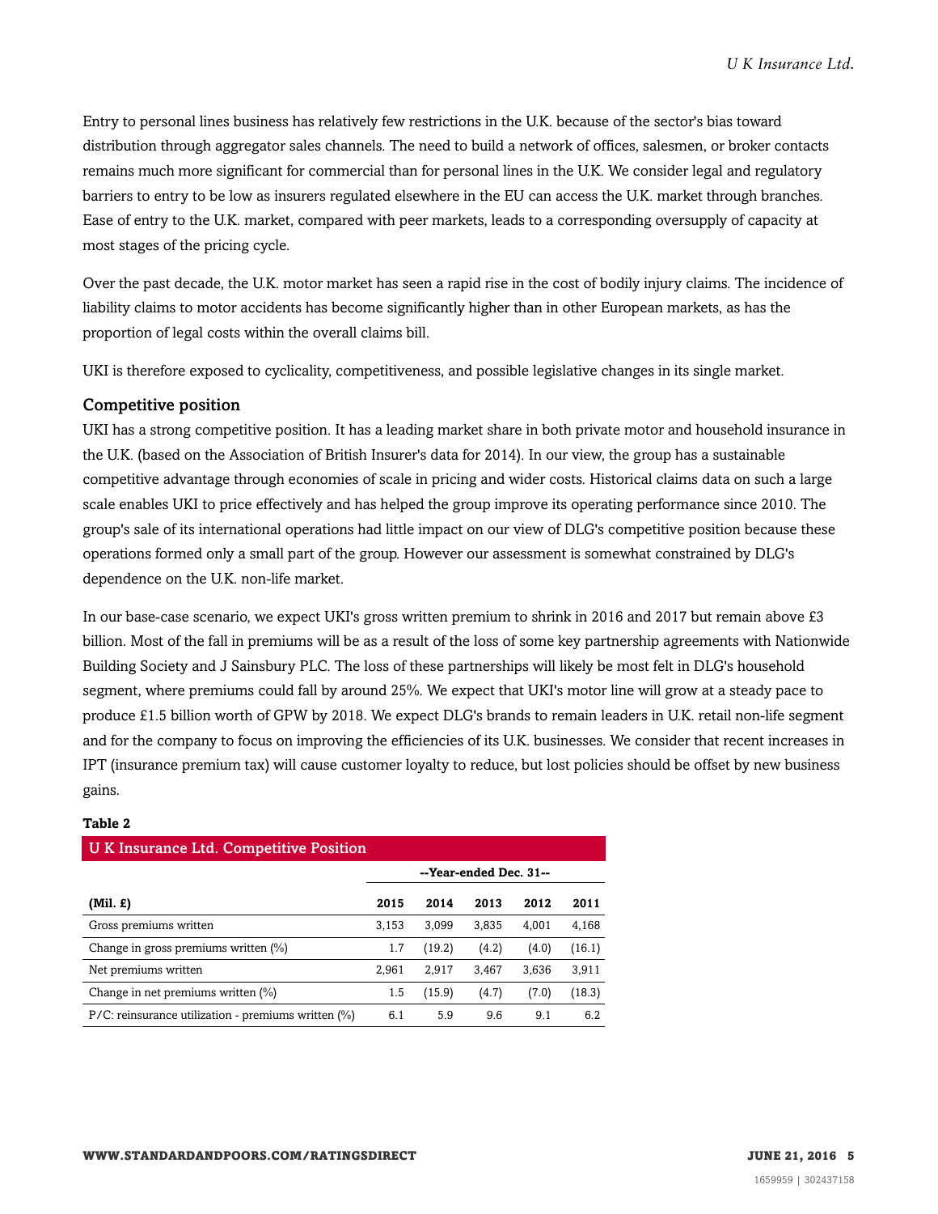Entry to personal lines business has relatively few restrictions in the U.K. because of the sector's bias toward distribution through aggregator sales channels. The need to build a network of offices, salesmen, or broker contacts remains much more significant for commercial than for personal lines in the U.K. We consider legal and regulatory barriers to entry to be low as insurers regulated elsewhere in the EU can access the U.K. market through branches. Ease of entry to the U.K. market, compared with peer markets, leads to a corresponding oversupply of capacity at most stages of the pricing cycle.

Over the past decade, the U.K. motor market has seen a rapid rise in the cost of bodily injury claims. The incidence of liability claims to motor accidents has become significantly higher than in other European markets, as has the proportion of legal costs within the overall claims bill.

UKI is therefore exposed to cyclicality, competitiveness, and possible legislative changes in its single market.

### Competitive position

UKI has a strong competitive position. It has a leading market share in both private motor and household insurance in the U.K. (based on the Association of British Insurer's data for 2014). In our view, the group has a sustainable competitive advantage through economies of scale in pricing and wider costs. Historical claims data on such a large scale enables UKI to price effectively and has helped the group improve its operating performance since 2010. The group's sale of its international operations had little impact on our view of DLG's competitive position because these operations formed only a small part of the group. However our assessment is somewhat constrained by DLG's dependence on the U.K. non-life market.

In our base-case scenario, we expect UKI's gross written premium to shrink in 2016 and 2017 but remain above £3 billion. Most of the fall in premiums will be as a result of the loss of some key partnership agreements with Nationwide Building Society and J Sainsbury PLC. The loss of these partnerships will likely be most felt in DLG's household segment, where premiums could fall by around 25%. We expect that UKI's motor line will grow at a steady pace to produce £1.5 billion worth of GPW by 2018. We expect DLG's brands to remain leaders in U.K. retail non-life segment and for the company to focus on improving the efficiencies of its U.K. businesses. We consider that recent increases in IPT (insurance premium tax) will cause customer loyalty to reduce, but lost policies should be offset by new business gains.

**Table 2**

**U K Insurance Ltd. Competitive Position**

| | --Year-ended Dec. 31-- | | | | |
|---|---|---|---|---|---|
| **(Mil. £)** | **2015** | **2014** | **2013** | **2012** | **2011** |
| Gross premiums written | 3,153 | 3,099 | 3,835 | 4,001 | 4,168 |
| Change in gross premiums written (%) | 1.7 | (19.2) | (4.2) | (4.0) | (16.1) |
| Net premiums written | 2,961 | 2,917 | 3,467 | 3,636 | 3,911 |
| Change in net premiums written (%) | 1.5 | (15.9) | (4.7) | (7.0) | (18.3) |
| P/C: reinsurance utilization - premiums written (%) | 6.1 | 5.9 | 9.6 | 9.1 | 6.2 |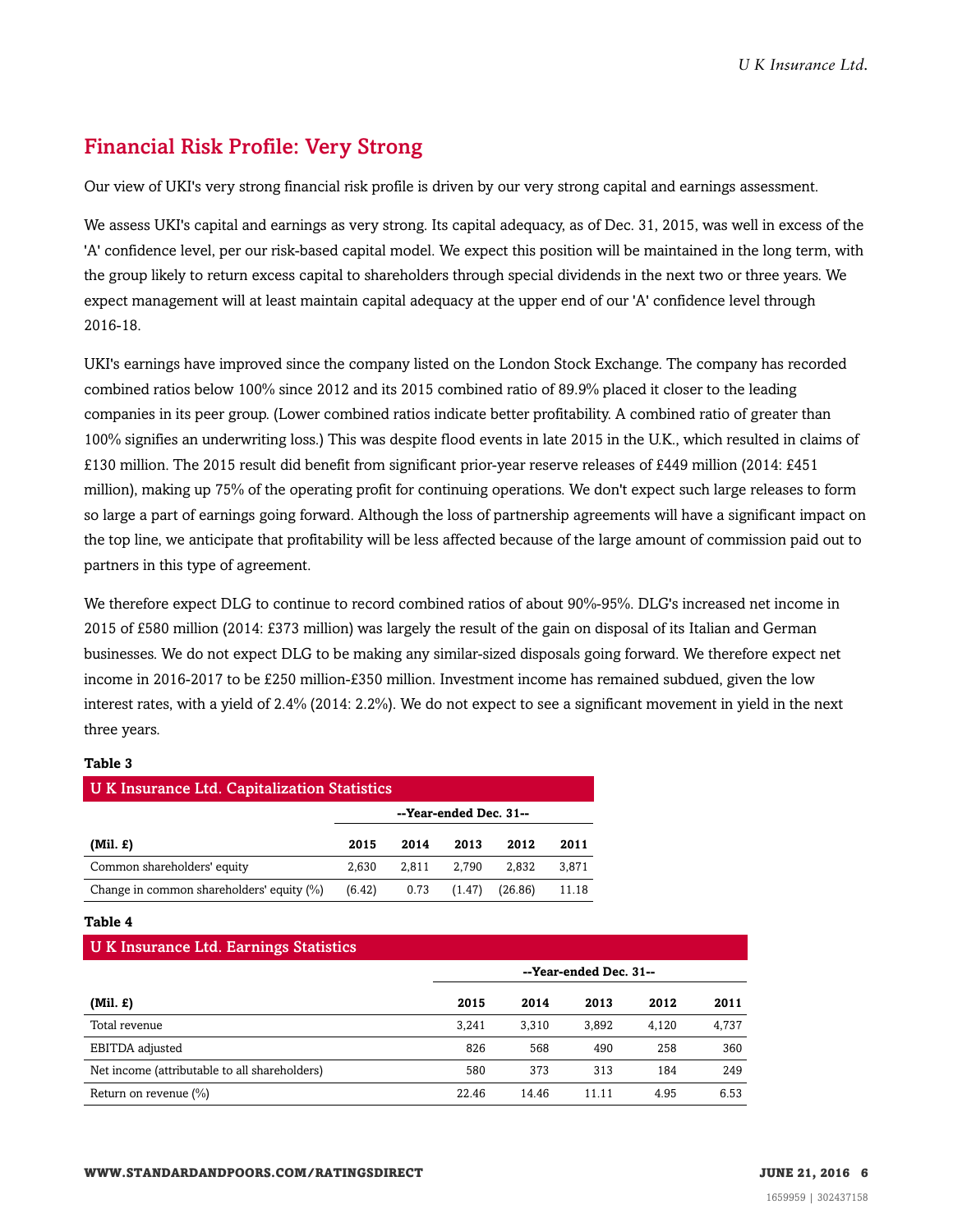## Financial Risk Profile: Very Strong

Our view of UKI's very strong financial risk profile is driven by our very strong capital and earnings assessment.

We assess UKI's capital and earnings as very strong. Its capital adequacy, as of Dec. 31, 2015, was well in excess of the 'A' confidence level, per our risk-based capital model. We expect this position will be maintained in the long term, with the group likely to return excess capital to shareholders through special dividends in the next two or three years. We expect management will at least maintain capital adequacy at the upper end of our 'A' confidence level through 2016-18.

UKI's earnings have improved since the company listed on the London Stock Exchange. The company has recorded combined ratios below 100% since 2012 and its 2015 combined ratio of 89.9% placed it closer to the leading companies in its peer group. (Lower combined ratios indicate better profitability. A combined ratio of greater than 100% signifies an underwriting loss.) This was despite flood events in late 2015 in the U.K., which resulted in claims of £130 million. The 2015 result did benefit from significant prior-year reserve releases of £449 million (2014: £451 million), making up 75% of the operating profit for continuing operations. We don't expect such large releases to form so large a part of earnings going forward. Although the loss of partnership agreements will have a significant impact on the top line, we anticipate that profitability will be less affected because of the large amount of commission paid out to partners in this type of agreement.

We therefore expect DLG to continue to record combined ratios of about 90%-95%. DLG's increased net income in 2015 of £580 million (2014: £373 million) was largely the result of the gain on disposal of its Italian and German businesses. We do not expect DLG to be making any similar-sized disposals going forward. We therefore expect net income in 2016-2017 to be £250 million-£350 million. Investment income has remained subdued, given the low interest rates, with a yield of 2.4% (2014: 2.2%). We do not expect to see a significant movement in yield in the next three years.

**Table 3**

**U K Insurance Ltd. Capitalization Statistics**

| | --Year-ended Dec. 31-- | | | | |
|---|---|---|---|---|---|
| **(Mil. £)** | **2015** | **2014** | **2013** | **2012** | **2011** |
| Common shareholders' equity | 2,630 | 2,811 | 2,790 | 2,832 | 3,871 |
| Change in common shareholders' equity (%) | (6.42) | 0.73 | (1.47) | (26.86) | 11.18 |

**Table 4**

**U K Insurance Ltd. Earnings Statistics**

| | --Year-ended Dec. 31-- | | | | |
|---|---|---|---|---|---|
| **(Mil. £)** | **2015** | **2014** | **2013** | **2012** | **2011** |
| Total revenue | 3,241 | 3,310 | 3,892 | 4,120 | 4,737 |
| EBITDA adjusted | 826 | 568 | 490 | 258 | 360 |
| Net income (attributable to all shareholders) | 580 | 373 | 313 | 184 | 249 |
| Return on revenue (%) | 22.46 | 14.46 | 11.11 | 4.95 | 6.53 |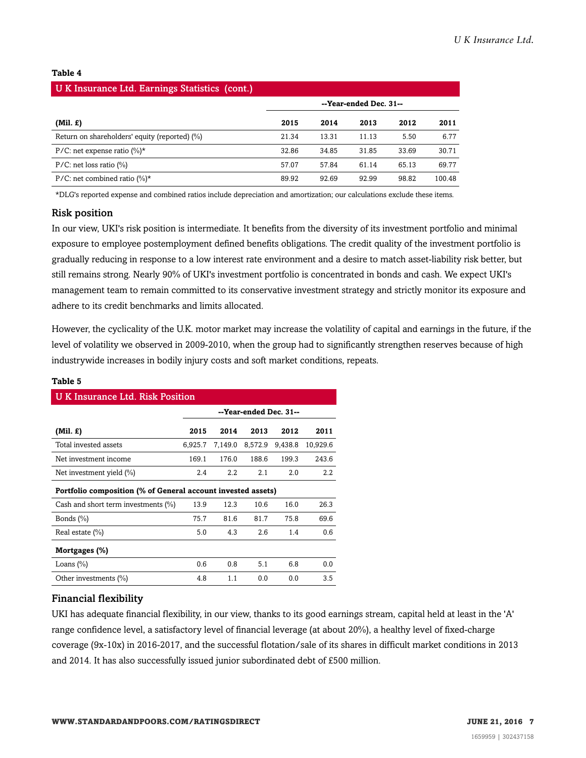**Table 4**

| U K Insurance Ltd. Earnings Statistics (cont.) | | | | | |
|---|---|---|---|---|---|
| | --Year-ended Dec. 31-- | | | | |
| **(Mil. £)** | **2015** | **2014** | **2013** | **2012** | **2011** |
| Return on shareholders' equity (reported) (%) | 21.34 | 13.31 | 11.13 | 5.50 | 6.77 |
| P/C: net expense ratio (%)* | 32.86 | 34.85 | 31.85 | 33.69 | 30.71 |
| P/C: net loss ratio (%) | 57.07 | 57.84 | 61.14 | 65.13 | 69.77 |
| P/C: net combined ratio (%)* | 89.92 | 92.69 | 92.99 | 98.82 | 100.48 |

*DLG's reported expense and combined ratios include depreciation and amortization; our calculations exclude these items.

## Risk position

In our view, UKI's risk position is intermediate. It benefits from the diversity of its investment portfolio and minimal exposure to employee postemployment defined benefits obligations. The credit quality of the investment portfolio is gradually reducing in response to a low interest rate environment and a desire to match asset-liability risk better, but still remains strong. Nearly 90% of UKI's investment portfolio is concentrated in bonds and cash. We expect UKI's management team to remain committed to its conservative investment strategy and strictly monitor its exposure and adhere to its credit benchmarks and limits allocated.

However, the cyclicality of the U.K. motor market may increase the volatility of capital and earnings in the future, if the level of volatility we observed in 2009-2010, when the group had to significantly strengthen reserves because of high industrywide increases in bodily injury costs and soft market conditions, repeats.

**Table 5**

| U K Insurance Ltd. Risk Position | | | | | |
|---|---|---|---|---|---|
| | --Year-ended Dec. 31-- | | | | |
| **(Mil. £)** | **2015** | **2014** | **2013** | **2012** | **2011** |
| Total invested assets | 6,925.7 | 7,149.0 | 8,572.9 | 9,438.8 | 10,929.6 |
| Net investment income | 169.1 | 176.0 | 188.6 | 199.3 | 243.6 |
| Net investment yield (%) | 2.4 | 2.2 | 2.1 | 2.0 | 2.2 |
| **Portfolio composition (% of General account invested assets)** | | | | | |
| Cash and short term investments (%) | 13.9 | 12.3 | 10.6 | 16.0 | 26.3 |
| Bonds (%) | 75.7 | 81.6 | 81.7 | 75.8 | 69.6 |
| Real estate (%) | 5.0 | 4.3 | 2.6 | 1.4 | 0.6 |
| **Mortgages (%)** | | | | | |
| Loans (%) | 0.6 | 0.8 | 5.1 | 6.8 | 0.0 |
| Other investments (%) | 4.8 | 1.1 | 0.0 | 0.0 | 3.5 |

## Financial flexibility

UKI has adequate financial flexibility, in our view, thanks to its good earnings stream, capital held at least in the 'A' range confidence level, a satisfactory level of financial leverage (at about 20%), a healthy level of fixed-charge coverage (9x-10x) in 2016-2017, and the successful flotation/sale of its shares in difficult market conditions in 2013 and 2014. It has also successfully issued junior subordinated debt of £500 million.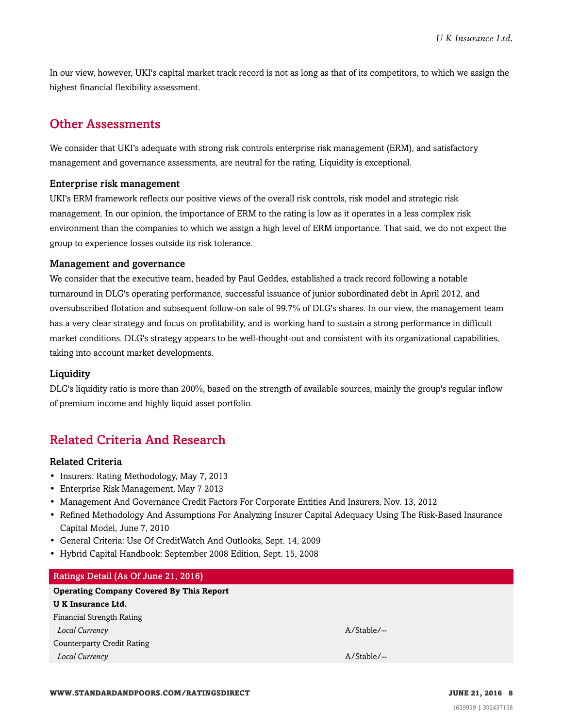In our view, however, UKI's capital market track record is not as long as that of its competitors, to which we assign the highest financial flexibility assessment.

## Other Assessments

We consider that UKI's adequate with strong risk controls enterprise risk management (ERM), and satisfactory management and governance assessments, are neutral for the rating. Liquidity is exceptional.

### Enterprise risk management

UKI's ERM framework reflects our positive views of the overall risk controls, risk model and strategic risk management. In our opinion, the importance of ERM to the rating is low as it operates in a less complex risk environment than the companies to which we assign a high level of ERM importance. That said, we do not expect the group to experience losses outside its risk tolerance.

### Management and governance

We consider that the executive team, headed by Paul Geddes, established a track record following a notable turnaround in DLG's operating performance, successful issuance of junior subordinated debt in April 2012, and oversubscribed flotation and subsequent follow-on sale of 99.7% of DLG's shares. In our view, the management team has a very clear strategy and focus on profitability, and is working hard to sustain a strong performance in difficult market conditions. DLG's strategy appears to be well-thought-out and consistent with its organizational capabilities, taking into account market developments.

### Liquidity

DLG's liquidity ratio is more than 200%, based on the strength of available sources, mainly the group's regular inflow of premium income and highly liquid asset portfolio.

## Related Criteria And Research

### Related Criteria

- Insurers: Rating Methodology, May 7, 2013
- Enterprise Risk Management, May 7 2013
- Management And Governance Credit Factors For Corporate Entities And Insurers, Nov. 13, 2012
- Refined Methodology And Assumptions For Analyzing Insurer Capital Adequacy Using The Risk-Based Insurance Capital Model, June 7, 2010
- General Criteria: Use Of CreditWatch And Outlooks, Sept. 14, 2009
- Hybrid Capital Handbook: September 2008 Edition, Sept. 15, 2008

| Ratings Detail (As Of June 21, 2016) | |
|---|---|
| **Operating Company Covered By This Report** | |
| **U K Insurance Ltd.** | |
| Financial Strength Rating | |
| *Local Currency* | A/Stable/-- |
| Counterparty Credit Rating | |
| *Local Currency* | A/Stable/-- |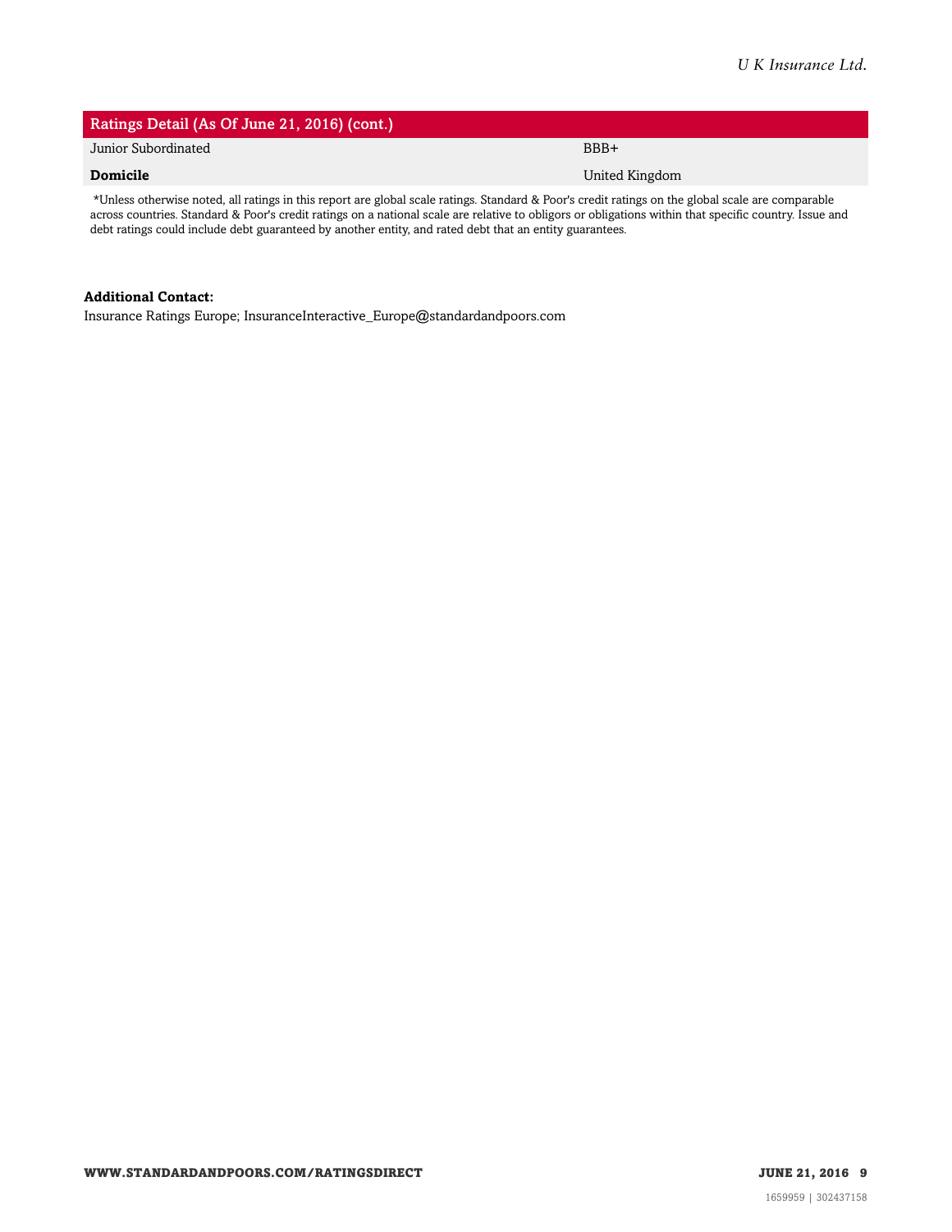| Ratings Detail (As Of June 21, 2016) (cont.) | |
|---|---|
| Junior Subordinated | BBB+ |
| **Domicile** | United Kingdom |

*Unless otherwise noted, all ratings in this report are global scale ratings. Standard & Poor's credit ratings on the global scale are comparable across countries. Standard & Poor's credit ratings on a national scale are relative to obligors or obligations within that specific country. Issue and debt ratings could include debt guaranteed by another entity, and rated debt that an entity guarantees.

**Additional Contact:**
Insurance Ratings Europe; InsuranceInteractive_Europe@standardandpoors.com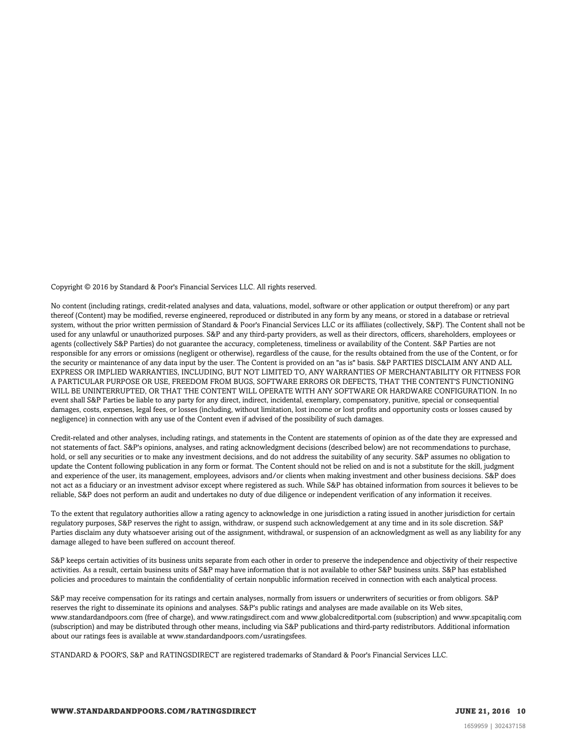Copyright © 2016 by Standard & Poor's Financial Services LLC. All rights reserved.

No content (including ratings, credit-related analyses and data, valuations, model, software or other application or output therefrom) or any part thereof (Content) may be modified, reverse engineered, reproduced or distributed in any form by any means, or stored in a database or retrieval system, without the prior written permission of Standard & Poor's Financial Services LLC or its affiliates (collectively, S&P). The Content shall not be used for any unlawful or unauthorized purposes. S&P and any third-party providers, as well as their directors, officers, shareholders, employees or agents (collectively S&P Parties) do not guarantee the accuracy, completeness, timeliness or availability of the Content. S&P Parties are not responsible for any errors or omissions (negligent or otherwise), regardless of the cause, for the results obtained from the use of the Content, or for the security or maintenance of any data input by the user. The Content is provided on an "as is" basis. S&P PARTIES DISCLAIM ANY AND ALL EXPRESS OR IMPLIED WARRANTIES, INCLUDING, BUT NOT LIMITED TO, ANY WARRANTIES OF MERCHANTABILITY OR FITNESS FOR A PARTICULAR PURPOSE OR USE, FREEDOM FROM BUGS, SOFTWARE ERRORS OR DEFECTS, THAT THE CONTENT'S FUNCTIONING WILL BE UNINTERRUPTED, OR THAT THE CONTENT WILL OPERATE WITH ANY SOFTWARE OR HARDWARE CONFIGURATION. In no event shall S&P Parties be liable to any party for any direct, indirect, incidental, exemplary, compensatory, punitive, special or consequential damages, costs, expenses, legal fees, or losses (including, without limitation, lost income or lost profits and opportunity costs or losses caused by negligence) in connection with any use of the Content even if advised of the possibility of such damages.

Credit-related and other analyses, including ratings, and statements in the Content are statements of opinion as of the date they are expressed and not statements of fact. S&P's opinions, analyses, and rating acknowledgment decisions (described below) are not recommendations to purchase, hold, or sell any securities or to make any investment decisions, and do not address the suitability of any security. S&P assumes no obligation to update the Content following publication in any form or format. The Content should not be relied on and is not a substitute for the skill, judgment and experience of the user, its management, employees, advisors and/or clients when making investment and other business decisions. S&P does not act as a fiduciary or an investment advisor except where registered as such. While S&P has obtained information from sources it believes to be reliable, S&P does not perform an audit and undertakes no duty of due diligence or independent verification of any information it receives.

To the extent that regulatory authorities allow a rating agency to acknowledge in one jurisdiction a rating issued in another jurisdiction for certain regulatory purposes, S&P reserves the right to assign, withdraw, or suspend such acknowledgement at any time and in its sole discretion. S&P Parties disclaim any duty whatsoever arising out of the assignment, withdrawal, or suspension of an acknowledgment as well as any liability for any damage alleged to have been suffered on account thereof.

S&P keeps certain activities of its business units separate from each other in order to preserve the independence and objectivity of their respective activities. As a result, certain business units of S&P may have information that is not available to other S&P business units. S&P has established policies and procedures to maintain the confidentiality of certain nonpublic information received in connection with each analytical process.

S&P may receive compensation for its ratings and certain analyses, normally from issuers or underwriters of securities or from obligors. S&P reserves the right to disseminate its opinions and analyses. S&P's public ratings and analyses are made available on its Web sites, www.standardandpoors.com (free of charge), and www.ratingsdirect.com and www.globalcreditportal.com (subscription) and www.spcapitaliq.com (subscription) and may be distributed through other means, including via S&P publications and third-party redistributors. Additional information about our ratings fees is available at www.standardandpoors.com/usratingsfees.

STANDARD & POOR'S, S&P and RATINGSDIRECT are registered trademarks of Standard & Poor's Financial Services LLC.